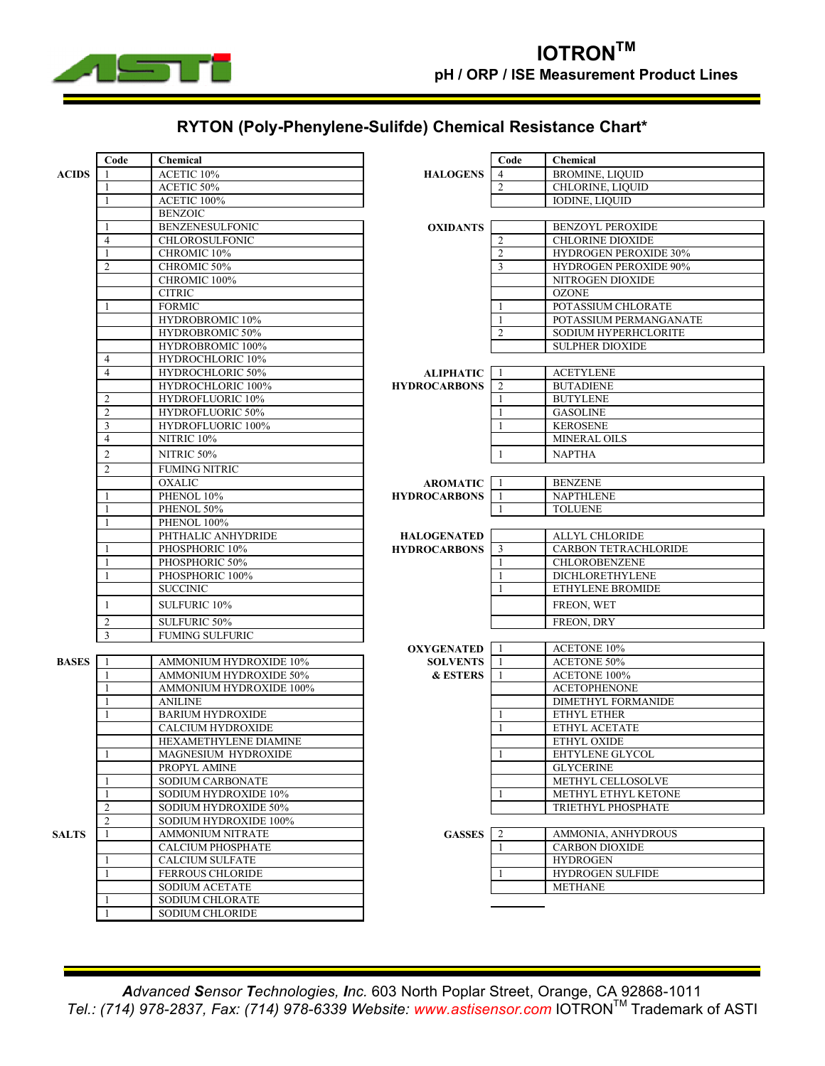# IOTRON™

## pH / ORP / ISE Measurement Product Lines

## RYTON (Poly-Phenylene-Sulifde) Chemical Resistance Chart*

| Category | Code | Chemical |
|---|---|---|
| ACIDS | 1 | ACETIC 10% |
| | 1 | ACETIC 50% |
| | 1 | ACETIC 100% |
| | | BENZOIC |
| | 1 | BENZENESULFONIC |
| | 4 | CHLOROSULFONIC |
| | 1 | CHROMIC 10% |
| | 2 | CHROMIC 50% |
| | | CHROMIC 100% |
| | | CITRIC |
| | 1 | FORMIC |
| | | HYDROBROMIC 10% |
| | | HYDROBROMIC 50% |
| | | HYDROBROMIC 100% |
| | 4 | HYDROCHLORIC 10% |
| | 4 | HYDROCHLORIC 50% |
| | | HYDROCHLORIC 100% |
| | 2 | HYDROFLUORIC 10% |
| | 2 | HYDROFLUORIC 50% |
| | 3 | HYDROFLUORIC 100% |
| | 4 | NITRIC 10% |
| | 2 | NITRIC 50% |
| | 2 | FUMING NITRIC |
| | | OXALIC |
| | 1 | PHENOL 10% |
| | 1 | PHENOL 50% |
| | 1 | PHENOL 100% |
| | | PHTHALIC ANHYDRIDE |
| | 1 | PHOSPHORIC 10% |
| | 1 | PHOSPHORIC 50% |
| | 1 | PHOSPHORIC 100% |
| | | SUCCINIC |
| | 1 | SULFURIC 10% |
| | 2 | SULFURIC 50% |
| | 3 | FUMING SULFURIC |
| BASES | 1 | AMMONIUM HYDROXIDE 10% |
| | 1 | AMMONIUM HYDROXIDE 50% |
| | 1 | AMMONIUM HYDROXIDE 100% |
| | 1 | ANILINE |
| | 1 | BARIUM HYDROXIDE |
| | | CALCIUM HYDROXIDE |
| | | HEXAMETHYLENE DIAMINE |
| | 1 | MAGNESIUM HYDROXIDE |
| | | PROPYL AMINE |
| | 1 | SODIUM CARBONATE |
| | 1 | SODIUM HYDROXIDE 10% |
| | 2 | SODIUM HYDROXIDE 50% |
| | 2 | SODIUM HYDROXIDE 100% |
| SALTS | 1 | AMMONIUM NITRATE |
| | | CALCIUM PHOSPHATE |
| | 1 | CALCIUM SULFATE |
| | 1 | FERROUS CHLORIDE |
| | | SODIUM ACETATE |
| | 1 | SODIUM CHLORATE |
| | 1 | SODIUM CHLORIDE |

| Category | Code | Chemical |
|---|---|---|
| HALOGENS | 4 | BROMINE, LIQUID |
| | 2 | CHLORINE, LIQUID |
| | | IODINE, LIQUID |
| OXIDANTS | | BENZOYL PEROXIDE |
| | 2 | CHLORINE DIOXIDE |
| | 2 | HYDROGEN PEROXIDE 30% |
| | 3 | HYDROGEN PEROXIDE 90% |
| | | NITROGEN DIOXIDE |
| | | OZONE |
| | 1 | POTASSIUM CHLORATE |
| | 1 | POTASSIUM PERMANGANATE |
| | 2 | SODIUM HYPERHCLORITE |
| | | SULPHER DIOXIDE |
| ALIPHATIC HYDROCARBONS | 1 | ACETYLENE |
| | 2 | BUTADIENE |
| | 1 | BUTYLENE |
| | 1 | GASOLINE |
| | 1 | KEROSENE |
| | | MINERAL OILS |
| | 1 | NAPTHA |
| AROMATIC HYDROCARBONS | 1 | BENZENE |
| | 1 | NAPTHLENE |
| | 1 | TOLUENE |
| HALOGENATED HYDROCARBONS | | ALLYL CHLORIDE |
| | 3 | CARBON TETRACHLORIDE |
| | 1 | CHLOROBENZENE |
| | 1 | DICHLORETHYLENE |
| | 1 | ETHYLENE BROMIDE |
| | | FREON, WET |
| | | FREON, DRY |
| OXYGENATED SOLVENTS & ESTERS | 1 | ACETONE 10% |
| | 1 | ACETONE 50% |
| | 1 | ACETONE 100% |
| | | ACETOPHENONE |
| | | DIMETHYL FORMANIDE |
| | 1 | ETHYL ETHER |
| | 1 | ETHYL ACETATE |
| | | ETHYL OXIDE |
| | 1 | EHTYLENE GLYCOL |
| | | GLYCERINE |
| | | METHYL CELLOSOLVE |
| | 1 | METHYL ETHYL KETONE |
| | | TRIETHYL PHOSPHATE |
| GASSES | 2 | AMMONIA, ANHYDROUS |
| | 1 | CARBON DIOXIDE |
| | | HYDROGEN |
| | 1 | HYDROGEN SULFIDE |
| | | METHANE |

***A****dvanced* ***S****ensor* ***T****echnologies,* ***I****nc.* 603 North Poplar Street, Orange, CA 92868-1011
*Tel.: (714) 978-2837, Fax: (714) 978-6339 Website: www.astisensor.com* IOTRON™ Trademark of ASTI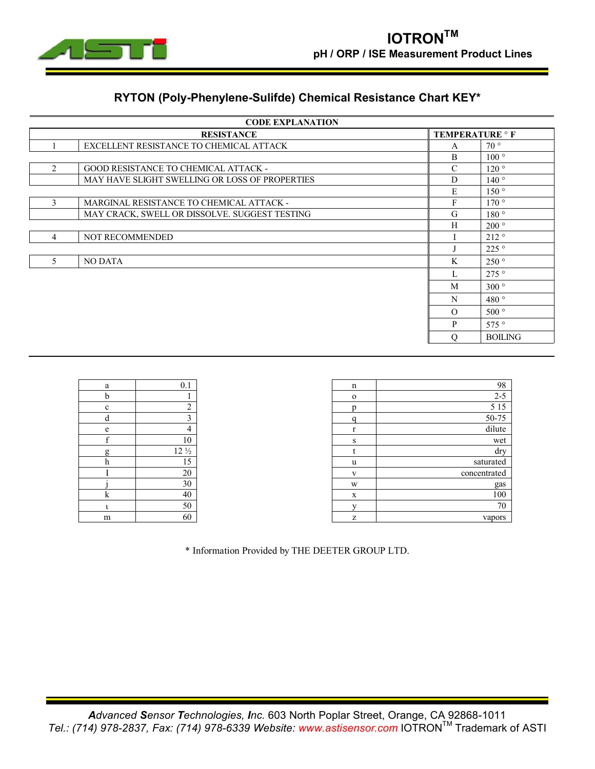# IOTRON™

**pH / ORP / ISE Measurement Product Lines**

## RYTON (Poly-Phenylene-Sulifde) Chemical Resistance Chart KEY*

**CODE EXPLANATION**

| RESISTANCE | | TEMPERATURE ° F | |
|---|---|---|---|
| 1 | EXCELLENT RESISTANCE TO CHEMICAL ATTACK | A | 70 ° |
| | | B | 100 ° |
| 2 | GOOD RESISTANCE TO CHEMICAL ATTACK - | C | 120 ° |
| | MAY HAVE SLIGHT SWELLING OR LOSS OF PROPERTIES | D | 140 ° |
| | | E | 150 ° |
| 3 | MARGINAL RESISTANCE TO CHEMICAL ATTACK - | F | 170 ° |
| | MAY CRACK, SWELL OR DISSOLVE. SUGGEST TESTING | G | 180 ° |
| | | H | 200 ° |
| 4 | NOT RECOMMENDED | I | 212 ° |
| | | J | 225 ° |
| 5 | NO DATA | K | 250 ° |
| | | L | 275 ° |
| | | M | 300 ° |
| | | N | 480 ° |
| | | O | 500 ° |
| | | P | 575 ° |
| | | Q | BOILING |

| | |
|---|---|
| a | 0.1 |
| b | 1 |
| c | 2 |
| d | 3 |
| e | 4 |
| f | 10 |
| g | 12 ½ |
| h | 15 |
| I | 20 |
| j | 30 |
| k | 40 |
| ι | 50 |
| m | 60 |

| | |
|---|---|
| n | 98 |
| o | 2-5 |
| p | 5 15 |
| q | 50-75 |
| r | dilute |
| s | wet |
| t | dry |
| u | saturated |
| v | concentrated |
| w | gas |
| x | 100 |
| y | 70 |
| z | vapors |

* Information Provided by THE DEETER GROUP LTD.

***A**dvanced **S**ensor **T**echnologies, **I**nc.* 603 North Poplar Street, Orange, CA 92868-1011
*Tel.: (714) 978-2837, Fax: (714) 978-6339 Website:* *www.astisensor.com* IOTRON™ Trademark of ASTI